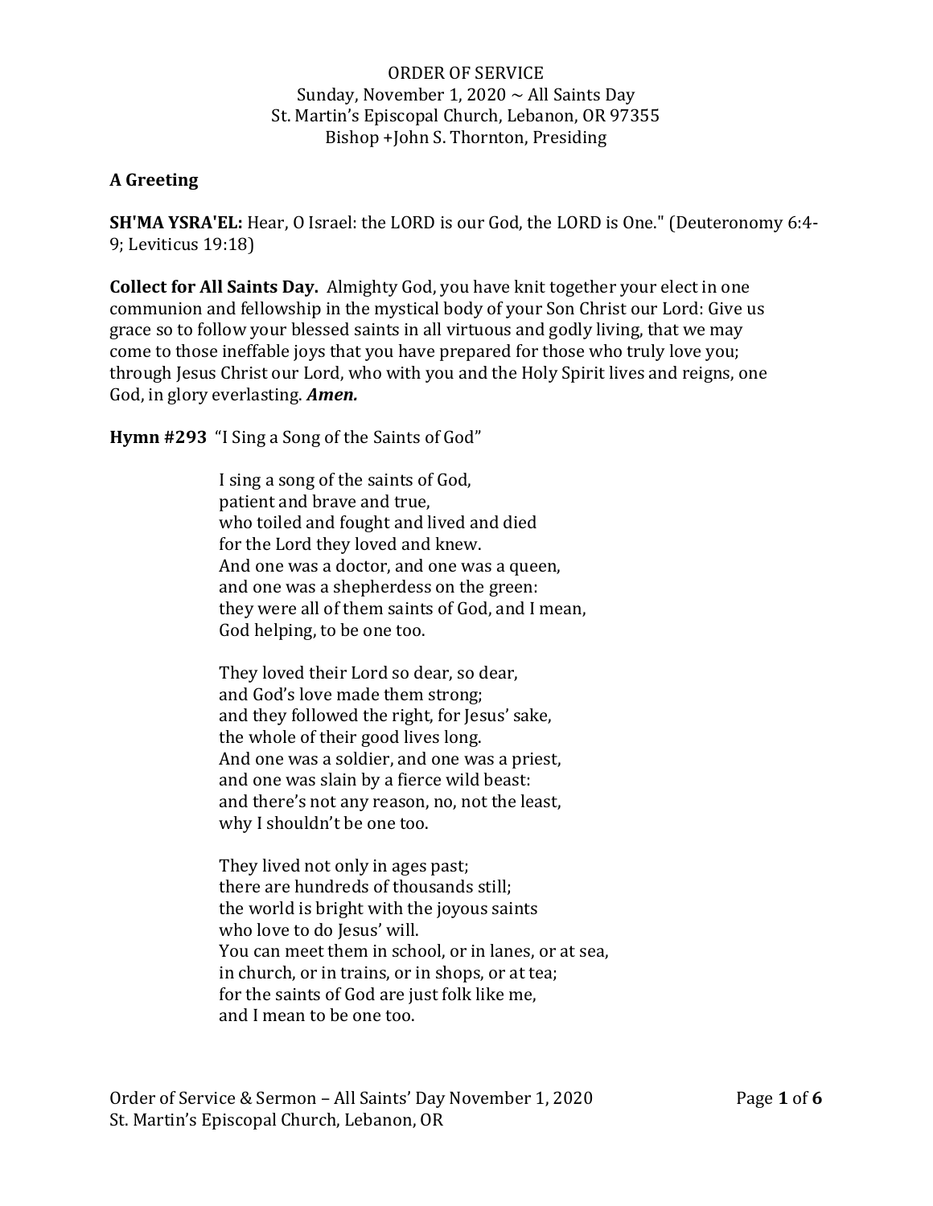ORDER OF SERVICE
Sunday, November 1, 2020 ~ All Saints Day
St. Martin's Episcopal Church, Lebanon, OR 97355
Bishop +John S. Thornton, Presiding

**A Greeting**

**SH'MA YSRA'EL:** Hear, O Israel: the LORD is our God, the LORD is One." (Deuteronomy 6:4-9; Leviticus 19:18)

**Collect for All Saints Day.** Almighty God, you have knit together your elect in one communion and fellowship in the mystical body of your Son Christ our Lord: Give us grace so to follow your blessed saints in all virtuous and godly living, that we may come to those ineffable joys that you have prepared for those who truly love you; through Jesus Christ our Lord, who with you and the Holy Spirit lives and reigns, one God, in glory everlasting. ***Amen.***

**Hymn #293** "I Sing a Song of the Saints of God"

I sing a song of the saints of God,
patient and brave and true,
who toiled and fought and lived and died
for the Lord they loved and knew.
And one was a doctor, and one was a queen,
and one was a shepherdess on the green:
they were all of them saints of God, and I mean,
God helping, to be one too.

They loved their Lord so dear, so dear,
and God's love made them strong;
and they followed the right, for Jesus' sake,
the whole of their good lives long.
And one was a soldier, and one was a priest,
and one was slain by a fierce wild beast:
and there's not any reason, no, not the least,
why I shouldn't be one too.

They lived not only in ages past;
there are hundreds of thousands still;
the world is bright with the joyous saints
who love to do Jesus' will.
You can meet them in school, or in lanes, or at sea,
in church, or in trains, or in shops, or at tea;
for the saints of God are just folk like me,
and I mean to be one too.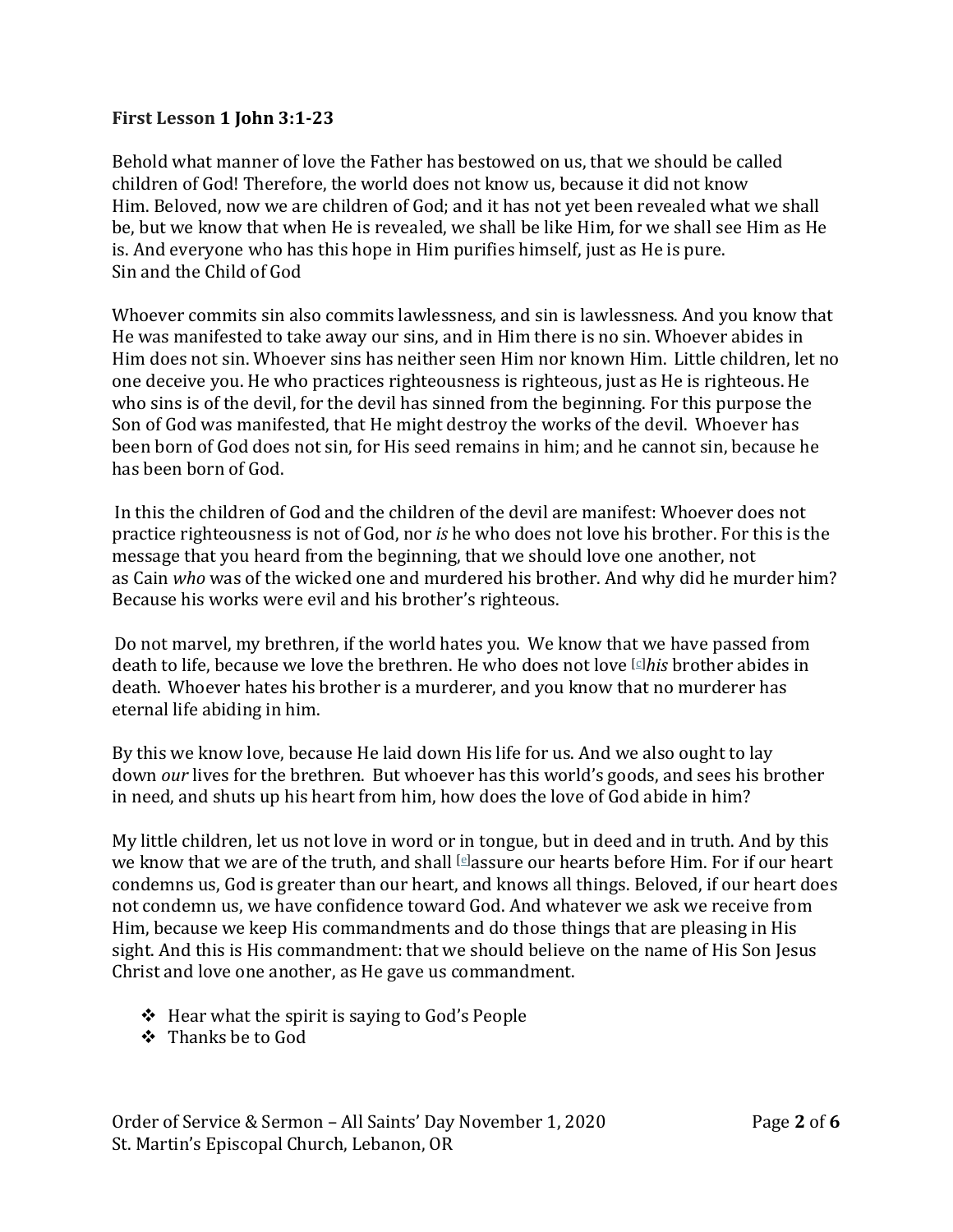**First Lesson 1 John 3:1-23**

Behold what manner of love the Father has bestowed on us, that we should be called children of God! Therefore, the world does not know us, because it did not know Him. Beloved, now we are children of God; and it has not yet been revealed what we shall be, but we know that when He is revealed, we shall be like Him, for we shall see Him as He is. And everyone who has this hope in Him purifies himself, just as He is pure.
Sin and the Child of God

Whoever commits sin also commits lawlessness, and sin is lawlessness. And you know that He was manifested to take away our sins, and in Him there is no sin. Whoever abides in Him does not sin. Whoever sins has neither seen Him nor known Him. Little children, let no one deceive you. He who practices righteousness is righteous, just as He is righteous. He who sins is of the devil, for the devil has sinned from the beginning. For this purpose the Son of God was manifested, that He might destroy the works of the devil. Whoever has been born of God does not sin, for His seed remains in him; and he cannot sin, because he has been born of God.

In this the children of God and the children of the devil are manifest: Whoever does not practice righteousness is not of God, nor *is* he who does not love his brother. For this is the message that you heard from the beginning, that we should love one another, not as Cain *who* was of the wicked one and murdered his brother. And why did he murder him? Because his works were evil and his brother's righteous.

Do not marvel, my brethren, if the world hates you. We know that we have passed from death to life, because we love the brethren. He who does not love [c]*his* brother abides in death. Whoever hates his brother is a murderer, and you know that no murderer has eternal life abiding in him.

By this we know love, because He laid down His life for us. And we also ought to lay down *our* lives for the brethren. But whoever has this world's goods, and sees his brother in need, and shuts up his heart from him, how does the love of God abide in him?

My little children, let us not love in word or in tongue, but in deed and in truth. And by this we know that we are of the truth, and shall [e]assure our hearts before Him. For if our heart condemns us, God is greater than our heart, and knows all things. Beloved, if our heart does not condemn us, we have confidence toward God. And whatever we ask we receive from Him, because we keep His commandments and do those things that are pleasing in His sight. And this is His commandment: that we should believe on the name of His Son Jesus Christ and love one another, as He gave us commandment.

- Hear what the spirit is saying to God's People
- Thanks be to God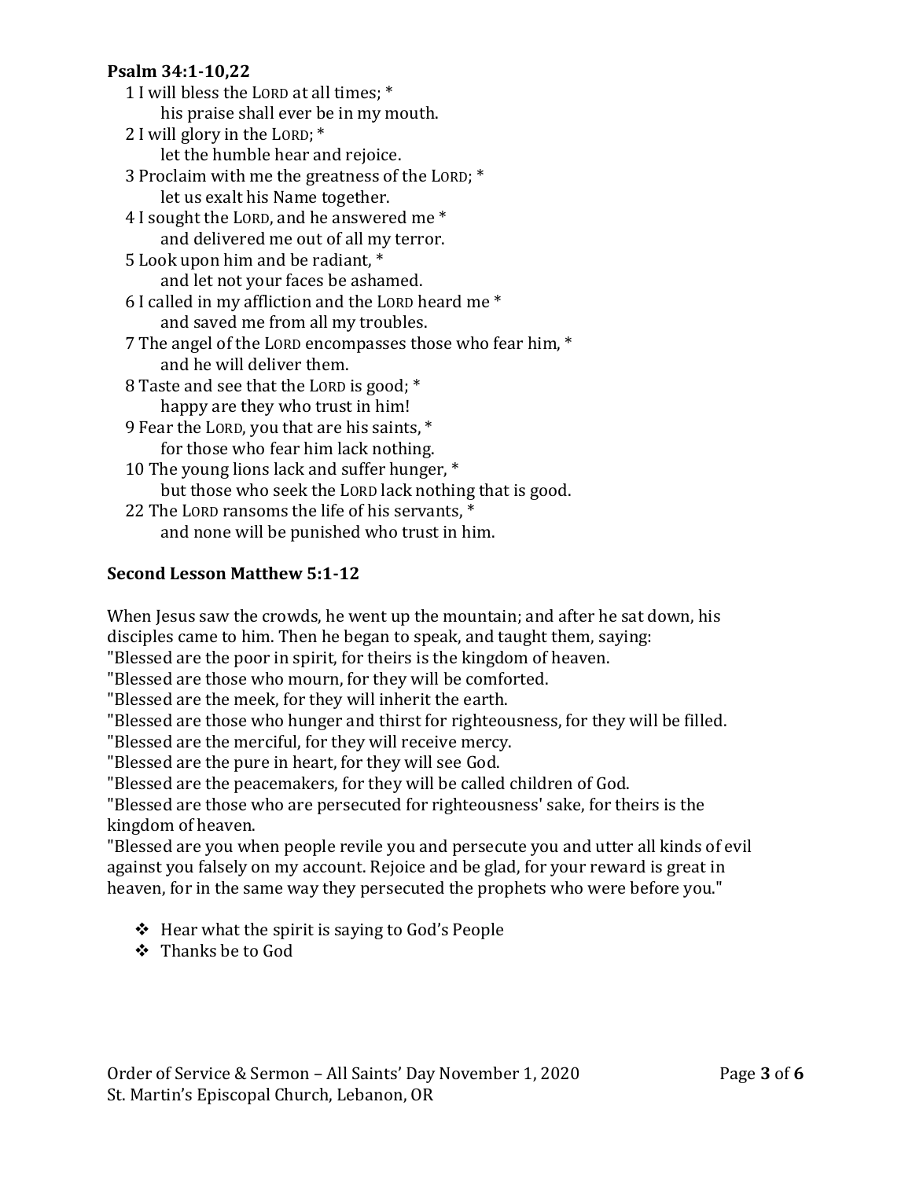**Psalm 34:1-10,22**

1 I will bless the LORD at all times; *
  his praise shall ever be in my mouth.
2 I will glory in the LORD; *
  let the humble hear and rejoice.
3 Proclaim with me the greatness of the LORD; *
  let us exalt his Name together.
4 I sought the LORD, and he answered me *
  and delivered me out of all my terror.
5 Look upon him and be radiant, *
  and let not your faces be ashamed.
6 I called in my affliction and the LORD heard me *
  and saved me from all my troubles.
7 The angel of the LORD encompasses those who fear him, *
  and he will deliver them.
8 Taste and see that the LORD is good; *
  happy are they who trust in him!
9 Fear the LORD, you that are his saints, *
  for those who fear him lack nothing.
10 The young lions lack and suffer hunger, *
  but those who seek the LORD lack nothing that is good.
22 The LORD ransoms the life of his servants, *
  and none will be punished who trust in him.

**Second Lesson Matthew 5:1-12**

When Jesus saw the crowds, he went up the mountain; and after he sat down, his disciples came to him. Then he began to speak, and taught them, saying:
"Blessed are the poor in spirit, for theirs is the kingdom of heaven.
"Blessed are those who mourn, for they will be comforted.
"Blessed are the meek, for they will inherit the earth.
"Blessed are those who hunger and thirst for righteousness, for they will be filled.
"Blessed are the merciful, for they will receive mercy.
"Blessed are the pure in heart, for they will see God.
"Blessed are the peacemakers, for they will be called children of God.
"Blessed are those who are persecuted for righteousness' sake, for theirs is the kingdom of heaven.
"Blessed are you when people revile you and persecute you and utter all kinds of evil against you falsely on my account. Rejoice and be glad, for your reward is great in heaven, for in the same way they persecuted the prophets who were before you."

- Hear what the spirit is saying to God's People
- Thanks be to God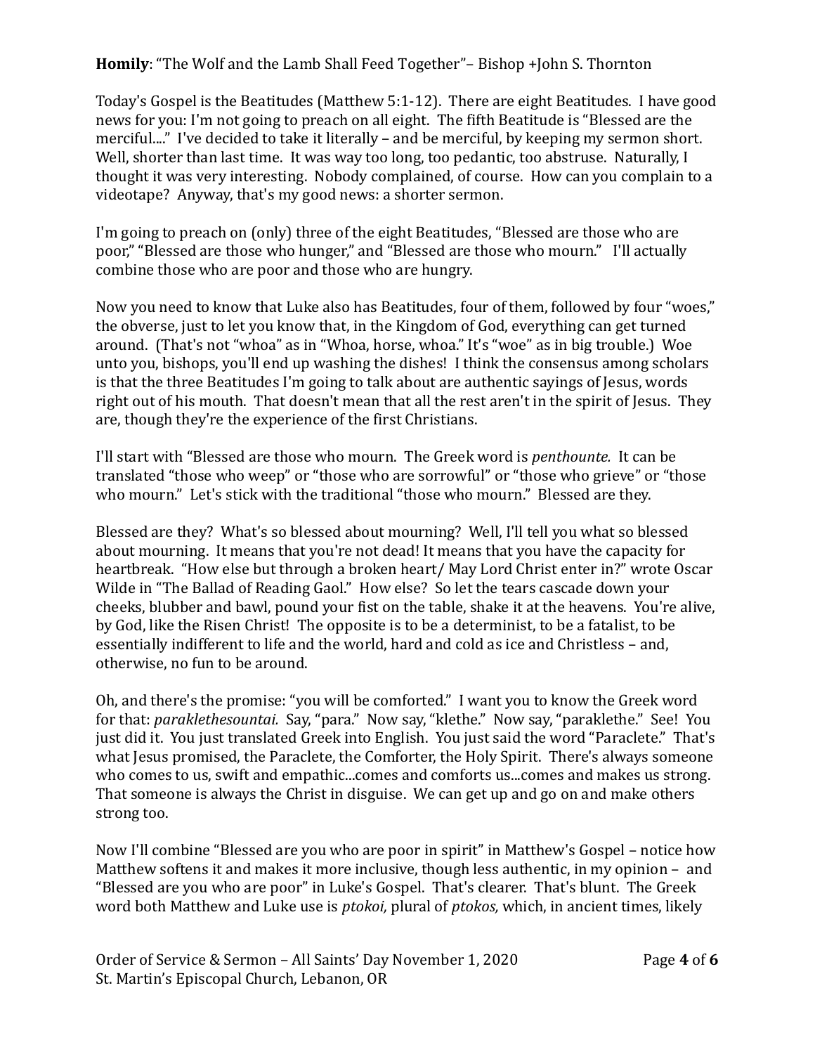**Homily**: "The Wolf and the Lamb Shall Feed Together"– Bishop +John S. Thornton

Today's Gospel is the Beatitudes (Matthew 5:1-12). There are eight Beatitudes. I have good news for you: I'm not going to preach on all eight. The fifth Beatitude is "Blessed are the merciful...." I've decided to take it literally – and be merciful, by keeping my sermon short. Well, shorter than last time. It was way too long, too pedantic, too abstruse. Naturally, I thought it was very interesting. Nobody complained, of course. How can you complain to a videotape? Anyway, that's my good news: a shorter sermon.

I'm going to preach on (only) three of the eight Beatitudes, "Blessed are those who are poor," "Blessed are those who hunger," and "Blessed are those who mourn." I'll actually combine those who are poor and those who are hungry.

Now you need to know that Luke also has Beatitudes, four of them, followed by four "woes," the obverse, just to let you know that, in the Kingdom of God, everything can get turned around. (That's not "whoa" as in "Whoa, horse, whoa." It's "woe" as in big trouble.) Woe unto you, bishops, you'll end up washing the dishes! I think the consensus among scholars is that the three Beatitudes I'm going to talk about are authentic sayings of Jesus, words right out of his mouth. That doesn't mean that all the rest aren't in the spirit of Jesus. They are, though they're the experience of the first Christians.

I'll start with "Blessed are those who mourn. The Greek word is *penthounte.* It can be translated "those who weep" or "those who are sorrowful" or "those who grieve" or "those who mourn." Let's stick with the traditional "those who mourn." Blessed are they.

Blessed are they? What's so blessed about mourning? Well, I'll tell you what so blessed about mourning. It means that you're not dead! It means that you have the capacity for heartbreak. "How else but through a broken heart/ May Lord Christ enter in?" wrote Oscar Wilde in "The Ballad of Reading Gaol." How else? So let the tears cascade down your cheeks, blubber and bawl, pound your fist on the table, shake it at the heavens. You're alive, by God, like the Risen Christ! The opposite is to be a determinist, to be a fatalist, to be essentially indifferent to life and the world, hard and cold as ice and Christless – and, otherwise, no fun to be around.

Oh, and there's the promise: "you will be comforted." I want you to know the Greek word for that: *paraklethesountai.* Say, "para." Now say, "klethe." Now say, "paraklethe." See! You just did it. You just translated Greek into English. You just said the word "Paraclete." That's what Jesus promised, the Paraclete, the Comforter, the Holy Spirit. There's always someone who comes to us, swift and empathic...comes and comforts us...comes and makes us strong. That someone is always the Christ in disguise. We can get up and go on and make others strong too.

Now I'll combine "Blessed are you who are poor in spirit" in Matthew's Gospel – notice how Matthew softens it and makes it more inclusive, though less authentic, in my opinion – and "Blessed are you who are poor" in Luke's Gospel. That's clearer. That's blunt. The Greek word both Matthew and Luke use is *ptokoi,* plural of *ptokos,* which, in ancient times, likely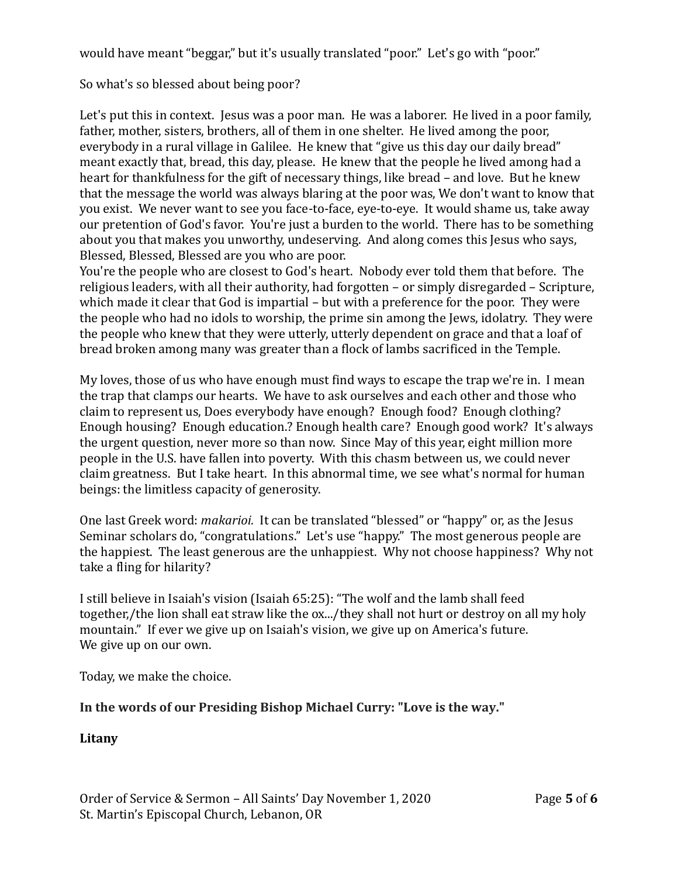would have meant "beggar," but it's usually translated "poor." Let's go with "poor."

So what's so blessed about being poor?

Let's put this in context. Jesus was a poor man. He was a laborer. He lived in a poor family, father, mother, sisters, brothers, all of them in one shelter. He lived among the poor, everybody in a rural village in Galilee. He knew that "give us this day our daily bread" meant exactly that, bread, this day, please. He knew that the people he lived among had a heart for thankfulness for the gift of necessary things, like bread – and love. But he knew that the message the world was always blaring at the poor was, We don't want to know that you exist. We never want to see you face-to-face, eye-to-eye. It would shame us, take away our pretention of God's favor. You're just a burden to the world. There has to be something about you that makes you unworthy, undeserving. And along comes this Jesus who says, Blessed, Blessed, Blessed are you who are poor.
You're the people who are closest to God's heart. Nobody ever told them that before. The religious leaders, with all their authority, had forgotten – or simply disregarded – Scripture, which made it clear that God is impartial – but with a preference for the poor. They were the people who had no idols to worship, the prime sin among the Jews, idolatry. They were the people who knew that they were utterly, utterly dependent on grace and that a loaf of bread broken among many was greater than a flock of lambs sacrificed in the Temple.

My loves, those of us who have enough must find ways to escape the trap we're in. I mean the trap that clamps our hearts. We have to ask ourselves and each other and those who claim to represent us, Does everybody have enough? Enough food? Enough clothing? Enough housing? Enough education.? Enough health care? Enough good work? It's always the urgent question, never more so than now. Since May of this year, eight million more people in the U.S. have fallen into poverty. With this chasm between us, we could never claim greatness. But I take heart. In this abnormal time, we see what's normal for human beings: the limitless capacity of generosity.

One last Greek word: *makarioi.* It can be translated "blessed" or "happy" or, as the Jesus Seminar scholars do, "congratulations." Let's use "happy." The most generous people are the happiest. The least generous are the unhappiest. Why not choose happiness? Why not take a fling for hilarity?

I still believe in Isaiah's vision (Isaiah 65:25): "The wolf and the lamb shall feed together,/the lion shall eat straw like the ox.../they shall not hurt or destroy on all my holy mountain." If ever we give up on Isaiah's vision, we give up on America's future.
We give up on our own.

Today, we make the choice.

**In the words of our Presiding Bishop Michael Curry: "Love is the way."**

**Litany**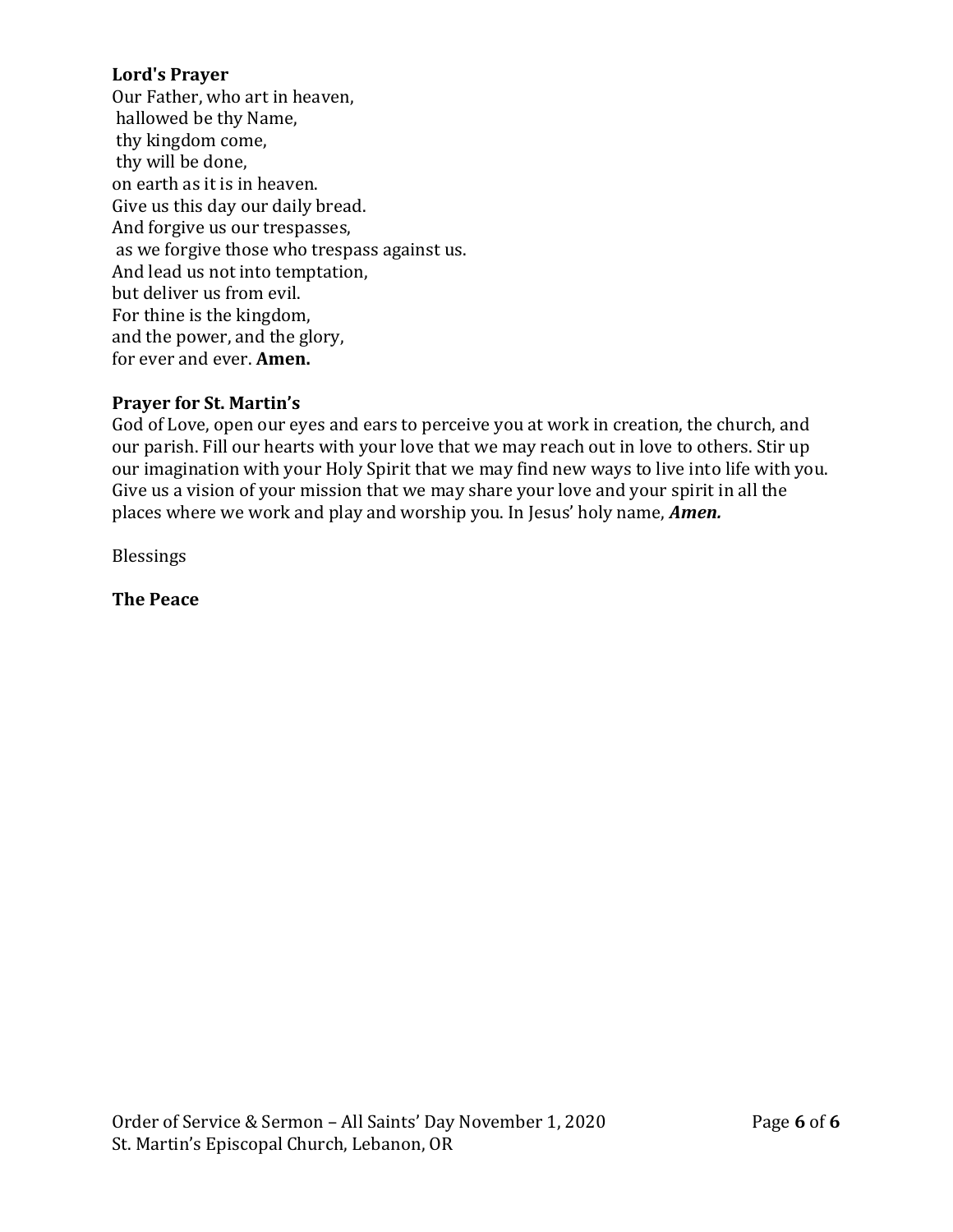**Lord's Prayer**

Our Father, who art in heaven,  
hallowed be thy Name,  
thy kingdom come,  
thy will be done,  
on earth as it is in heaven.  
Give us this day our daily bread.  
And forgive us our trespasses,  
as we forgive those who trespass against us.  
And lead us not into temptation,  
but deliver us from evil.  
For thine is the kingdom,  
and the power, and the glory,  
for ever and ever. **Amen.**

**Prayer for St. Martin's**

God of Love, open our eyes and ears to perceive you at work in creation, the church, and our parish. Fill our hearts with your love that we may reach out in love to others. Stir up our imagination with your Holy Spirit that we may find new ways to live into life with you. Give us a vision of your mission that we may share your love and your spirit in all the places where we work and play and worship you. In Jesus' holy name, ***Amen.***

Blessings

**The Peace**